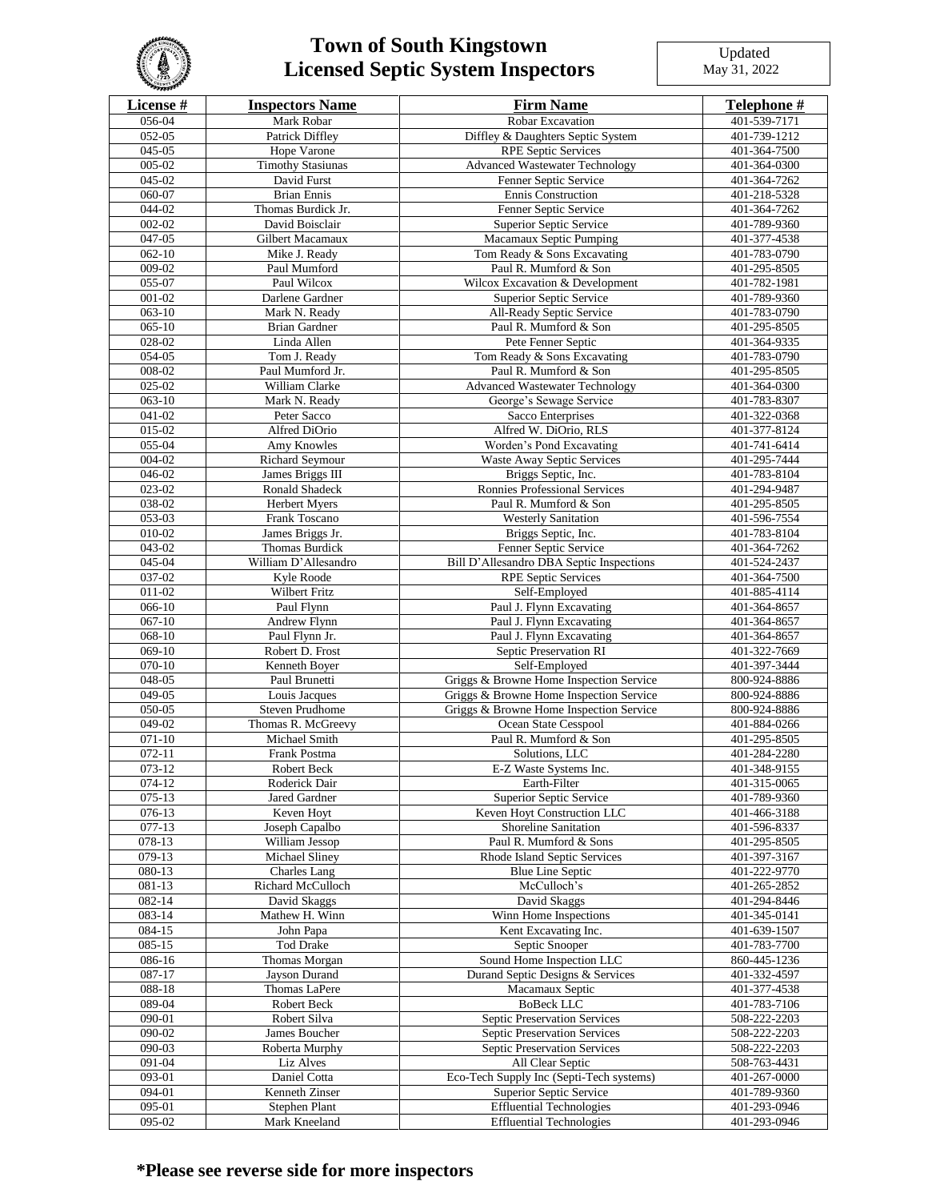# Town of South Kingstown
# Licensed Septic System Inspectors

Updated
May 31, 2022

| License # | Inspectors Name | Firm Name | Telephone # |
|---|---|---|---|
| 056-04 | Mark Robar | Robar Excavation | 401-539-7171 |
| 052-05 | Patrick Diffley | Diffley & Daughters Septic System | 401-739-1212 |
| 045-05 | Hope Varone | RPE Septic Services | 401-364-7500 |
| 005-02 | Timothy Stasiunas | Advanced Wastewater Technology | 401-364-0300 |
| 045-02 | David Furst | Fenner Septic Service | 401-364-7262 |
| 060-07 | Brian Ennis | Ennis Construction | 401-218-5328 |
| 044-02 | Thomas Burdick Jr. | Fenner Septic Service | 401-364-7262 |
| 002-02 | David Boisclair | Superior Septic Service | 401-789-9360 |
| 047-05 | Gilbert Macamaux | Macamaux Septic Pumping | 401-377-4538 |
| 062-10 | Mike J. Ready | Tom Ready & Sons Excavating | 401-783-0790 |
| 009-02 | Paul Mumford | Paul R. Mumford & Son | 401-295-8505 |
| 055-07 | Paul Wilcox | Wilcox Excavation & Development | 401-782-1981 |
| 001-02 | Darlene Gardner | Superior Septic Service | 401-789-9360 |
| 063-10 | Mark N. Ready | All-Ready Septic Service | 401-783-0790 |
| 065-10 | Brian Gardner | Paul R. Mumford & Son | 401-295-8505 |
| 028-02 | Linda Allen | Pete Fenner Septic | 401-364-9335 |
| 054-05 | Tom J. Ready | Tom Ready & Sons Excavating | 401-783-0790 |
| 008-02 | Paul Mumford Jr. | Paul R. Mumford & Son | 401-295-8505 |
| 025-02 | William Clarke | Advanced Wastewater Technology | 401-364-0300 |
| 063-10 | Mark N. Ready | George's Sewage Service | 401-783-8307 |
| 041-02 | Peter Sacco | Sacco Enterprises | 401-322-0368 |
| 015-02 | Alfred DiOrio | Alfred W. DiOrio, RLS | 401-377-8124 |
| 055-04 | Amy Knowles | Worden's Pond Excavating | 401-741-6414 |
| 004-02 | Richard Seymour | Waste Away Septic Services | 401-295-7444 |
| 046-02 | James Briggs III | Briggs Septic, Inc. | 401-783-8104 |
| 023-02 | Ronald Shadeck | Ronnies Professional Services | 401-294-9487 |
| 038-02 | Herbert Myers | Paul R. Mumford & Son | 401-295-8505 |
| 053-03 | Frank Toscano | Westerly Sanitation | 401-596-7554 |
| 010-02 | James Briggs Jr. | Briggs Septic, Inc. | 401-783-8104 |
| 043-02 | Thomas Burdick | Fenner Septic Service | 401-364-7262 |
| 045-04 | William D'Allesandro | Bill D'Allesandro DBA Septic Inspections | 401-524-2437 |
| 037-02 | Kyle Roode | RPE Septic Services | 401-364-7500 |
| 011-02 | Wilbert Fritz | Self-Employed | 401-885-4114 |
| 066-10 | Paul Flynn | Paul J. Flynn Excavating | 401-364-8657 |
| 067-10 | Andrew Flynn | Paul J. Flynn Excavating | 401-364-8657 |
| 068-10 | Paul Flynn Jr. | Paul J. Flynn Excavating | 401-364-8657 |
| 069-10 | Robert D. Frost | Septic Preservation RI | 401-322-7669 |
| 070-10 | Kenneth Boyer | Self-Employed | 401-397-3444 |
| 048-05 | Paul Brunetti | Griggs & Browne Home Inspection Service | 800-924-8886 |
| 049-05 | Louis Jacques | Griggs & Browne Home Inspection Service | 800-924-8886 |
| 050-05 | Steven Prudhome | Griggs & Browne Home Inspection Service | 800-924-8886 |
| 049-02 | Thomas R. McGreevy | Ocean State Cesspool | 401-884-0266 |
| 071-10 | Michael Smith | Paul R. Mumford & Son | 401-295-8505 |
| 072-11 | Frank Postma | Solutions, LLC | 401-284-2280 |
| 073-12 | Robert Beck | E-Z Waste Systems Inc. | 401-348-9155 |
| 074-12 | Roderick Dair | Earth-Filter | 401-315-0065 |
| 075-13 | Jared Gardner | Superior Septic Service | 401-789-9360 |
| 076-13 | Keven Hoyt | Keven Hoyt Construction LLC | 401-466-3188 |
| 077-13 | Joseph Capalbo | Shoreline Sanitation | 401-596-8337 |
| 078-13 | William Jessop | Paul R. Mumford & Sons | 401-295-8505 |
| 079-13 | Michael Sliney | Rhode Island Septic Services | 401-397-3167 |
| 080-13 | Charles Lang | Blue Line Septic | 401-222-9770 |
| 081-13 | Richard McCulloch | McCulloch's | 401-265-2852 |
| 082-14 | David Skaggs | David Skaggs | 401-294-8446 |
| 083-14 | Mathew H. Winn | Winn Home Inspections | 401-345-0141 |
| 084-15 | John Papa | Kent Excavating Inc. | 401-639-1507 |
| 085-15 | Tod Drake | Septic Snooper | 401-783-7700 |
| 086-16 | Thomas Morgan | Sound Home Inspection LLC | 860-445-1236 |
| 087-17 | Jayson Durand | Durand Septic Designs & Services | 401-332-4597 |
| 088-18 | Thomas LaPere | Macamaux Septic | 401-377-4538 |
| 089-04 | Robert Beck | BoBeck LLC | 401-783-7106 |
| 090-01 | Robert Silva | Septic Preservation Services | 508-222-2203 |
| 090-02 | James Boucher | Septic Preservation Services | 508-222-2203 |
| 090-03 | Roberta Murphy | Septic Preservation Services | 508-222-2203 |
| 091-04 | Liz Alves | All Clear Septic | 508-763-4431 |
| 093-01 | Daniel Cotta | Eco-Tech Supply Inc (Septi-Tech systems) | 401-267-0000 |
| 094-01 | Kenneth Zinser | Superior Septic Service | 401-789-9360 |
| 095-01 | Stephen Plant | Effluential Technologies | 401-293-0946 |
| 095-02 | Mark Kneeland | Effluential Technologies | 401-293-0946 |

**\*Please see reverse side for more inspectors**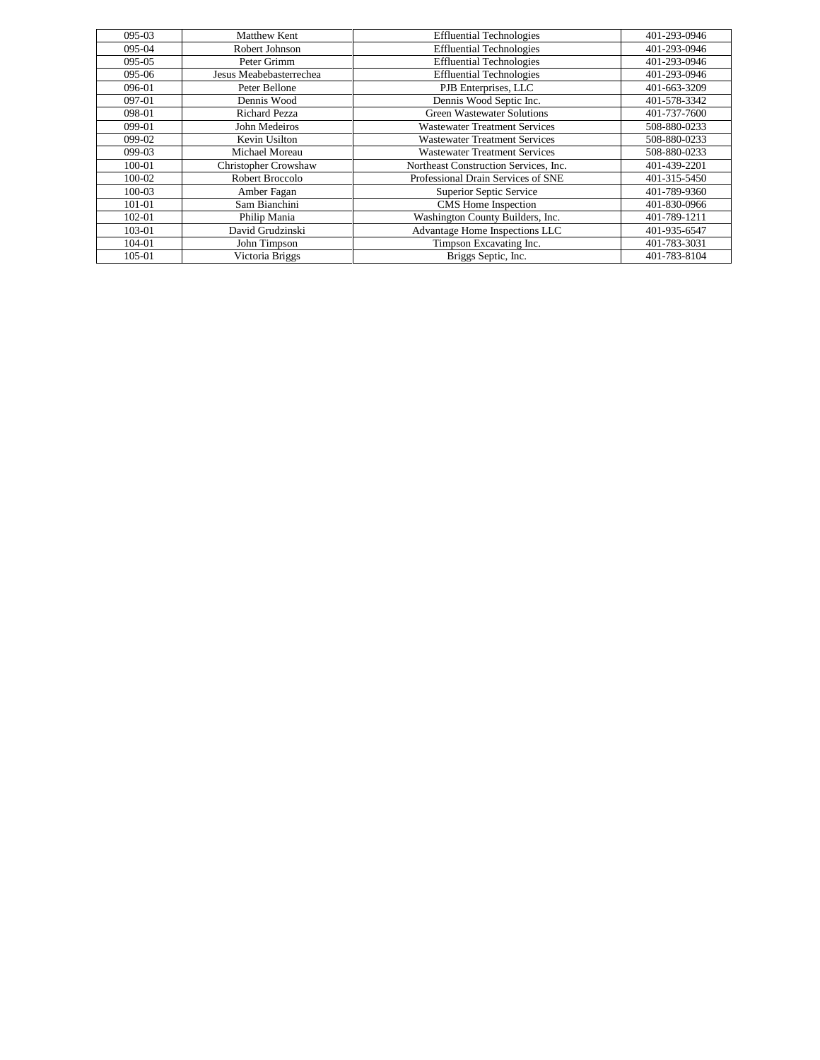| | | | |
|---|---|---|---|
| 095-03 | Matthew Kent | Effluential Technologies | 401-293-0946 |
| 095-04 | Robert Johnson | Effluential Technologies | 401-293-0946 |
| 095-05 | Peter Grimm | Effluential Technologies | 401-293-0946 |
| 095-06 | Jesus Meabebasterrechea | Effluential Technologies | 401-293-0946 |
| 096-01 | Peter Bellone | PJB Enterprises, LLC | 401-663-3209 |
| 097-01 | Dennis Wood | Dennis Wood Septic Inc. | 401-578-3342 |
| 098-01 | Richard Pezza | Green Wastewater Solutions | 401-737-7600 |
| 099-01 | John Medeiros | Wastewater Treatment Services | 508-880-0233 |
| 099-02 | Kevin Usilton | Wastewater Treatment Services | 508-880-0233 |
| 099-03 | Michael Moreau | Wastewater Treatment Services | 508-880-0233 |
| 100-01 | Christopher Crowshaw | Northeast Construction Services, Inc. | 401-439-2201 |
| 100-02 | Robert Broccolo | Professional Drain Services of SNE | 401-315-5450 |
| 100-03 | Amber Fagan | Superior Septic Service | 401-789-9360 |
| 101-01 | Sam Bianchini | CMS Home Inspection | 401-830-0966 |
| 102-01 | Philip Mania | Washington County Builders, Inc. | 401-789-1211 |
| 103-01 | David Grudzinski | Advantage Home Inspections LLC | 401-935-6547 |
| 104-01 | John Timpson | Timpson Excavating Inc. | 401-783-3031 |
| 105-01 | Victoria Briggs | Briggs Septic, Inc. | 401-783-8104 |